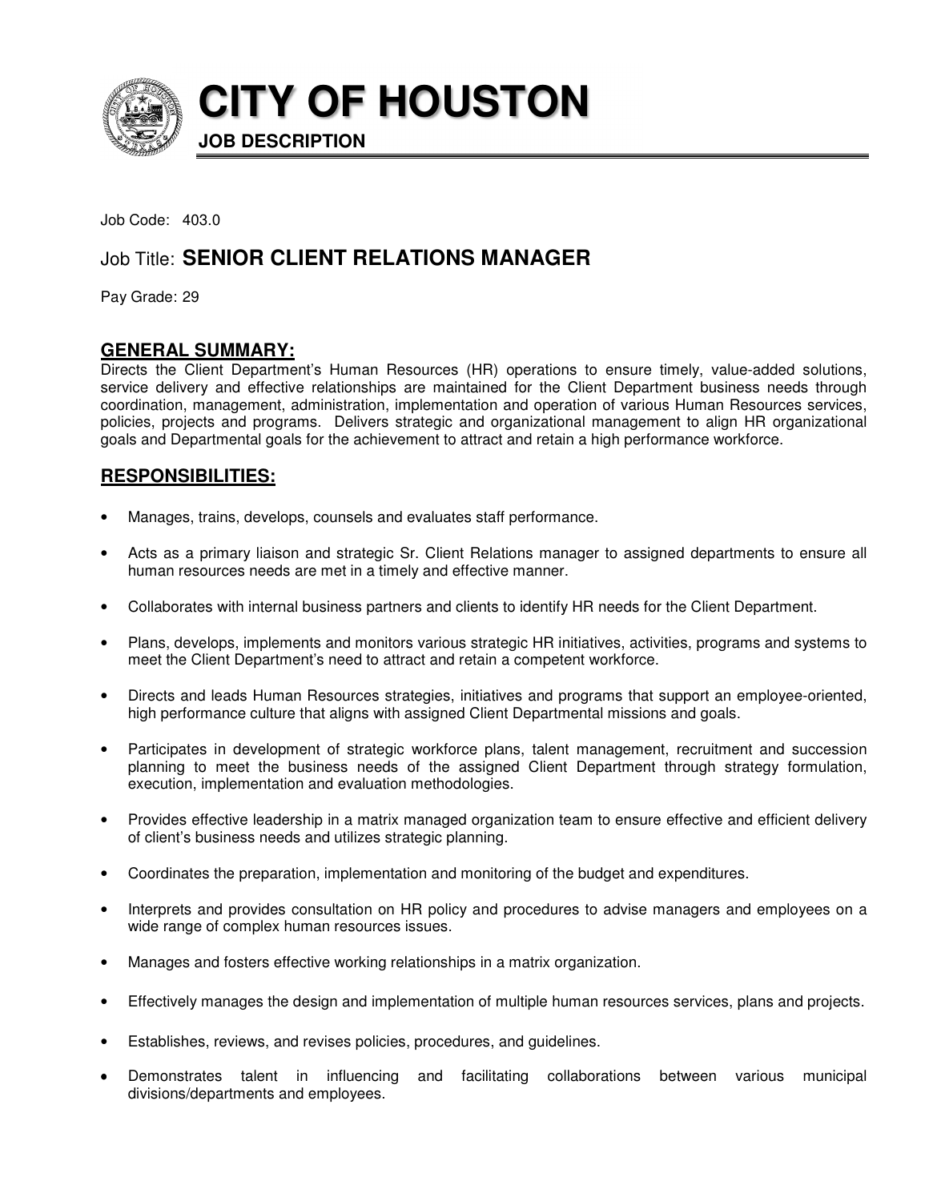# CITY OF HOUSTON

**JOB DESCRIPTION**

Job Code: 403.0

## Job Title: **SENIOR CLIENT RELATIONS MANAGER**

Pay Grade: 29

## GENERAL SUMMARY:

Directs the Client Department's Human Resources (HR) operations to ensure timely, value-added solutions, service delivery and effective relationships are maintained for the Client Department business needs through coordination, management, administration, implementation and operation of various Human Resources services, policies, projects and programs. Delivers strategic and organizational management to align HR organizational goals and Departmental goals for the achievement to attract and retain a high performance workforce.

## RESPONSIBILITIES:

- Manages, trains, develops, counsels and evaluates staff performance.
- Acts as a primary liaison and strategic Sr. Client Relations manager to assigned departments to ensure all human resources needs are met in a timely and effective manner.
- Collaborates with internal business partners and clients to identify HR needs for the Client Department.
- Plans, develops, implements and monitors various strategic HR initiatives, activities, programs and systems to meet the Client Department's need to attract and retain a competent workforce.
- Directs and leads Human Resources strategies, initiatives and programs that support an employee-oriented, high performance culture that aligns with assigned Client Departmental missions and goals.
- Participates in development of strategic workforce plans, talent management, recruitment and succession planning to meet the business needs of the assigned Client Department through strategy formulation, execution, implementation and evaluation methodologies.
- Provides effective leadership in a matrix managed organization team to ensure effective and efficient delivery of client's business needs and utilizes strategic planning.
- Coordinates the preparation, implementation and monitoring of the budget and expenditures.
- Interprets and provides consultation on HR policy and procedures to advise managers and employees on a wide range of complex human resources issues.
- Manages and fosters effective working relationships in a matrix organization.
- Effectively manages the design and implementation of multiple human resources services, plans and projects.
- Establishes, reviews, and revises policies, procedures, and guidelines.
- Demonstrates talent in influencing and facilitating collaborations between various municipal divisions/departments and employees.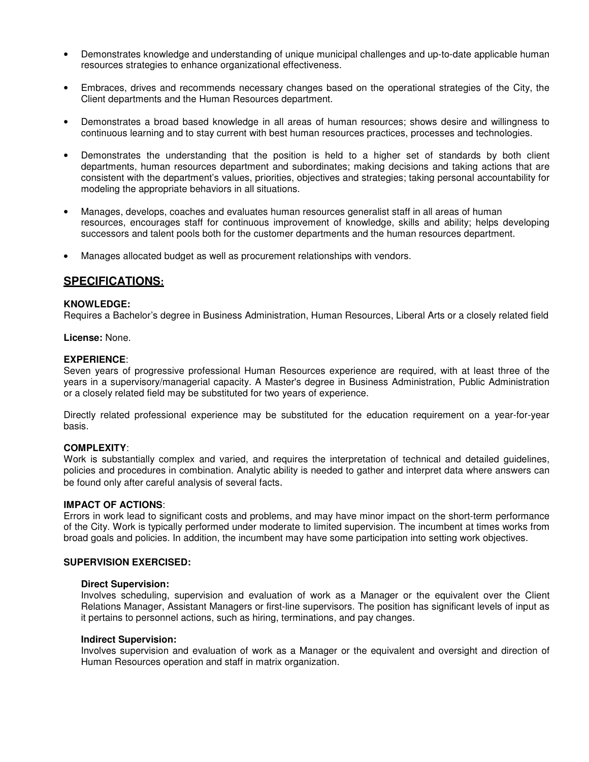- Demonstrates knowledge and understanding of unique municipal challenges and up-to-date applicable human resources strategies to enhance organizational effectiveness.

- Embraces, drives and recommends necessary changes based on the operational strategies of the City, the Client departments and the Human Resources department.

- Demonstrates a broad based knowledge in all areas of human resources; shows desire and willingness to continuous learning and to stay current with best human resources practices, processes and technologies.

- Demonstrates the understanding that the position is held to a higher set of standards by both client departments, human resources department and subordinates; making decisions and taking actions that are consistent with the department's values, priorities, objectives and strategies; taking personal accountability for modeling the appropriate behaviors in all situations.

- Manages, develops, coaches and evaluates human resources generalist staff in all areas of human resources, encourages staff for continuous improvement of knowledge, skills and ability; helps developing successors and talent pools both for the customer departments and the human resources department.

- Manages allocated budget as well as procurement relationships with vendors.

## SPECIFICATIONS:

**KNOWLEDGE:**
Requires a Bachelor's degree in Business Administration, Human Resources, Liberal Arts or a closely related field

**License:** None.

**EXPERIENCE**:
Seven years of progressive professional Human Resources experience are required, with at least three of the years in a supervisory/managerial capacity. A Master's degree in Business Administration, Public Administration or a closely related field may be substituted for two years of experience.

Directly related professional experience may be substituted for the education requirement on a year-for-year basis.

**COMPLEXITY**:
Work is substantially complex and varied, and requires the interpretation of technical and detailed guidelines, policies and procedures in combination. Analytic ability is needed to gather and interpret data where answers can be found only after careful analysis of several facts.

**IMPACT OF ACTIONS**:
Errors in work lead to significant costs and problems, and may have minor impact on the short-term performance of the City. Work is typically performed under moderate to limited supervision. The incumbent at times works from broad goals and policies. In addition, the incumbent may have some participation into setting work objectives.

**SUPERVISION EXERCISED:**

**Direct Supervision:**
Involves scheduling, supervision and evaluation of work as a Manager or the equivalent over the Client Relations Manager, Assistant Managers or first-line supervisors. The position has significant levels of input as it pertains to personnel actions, such as hiring, terminations, and pay changes.

**Indirect Supervision:**
Involves supervision and evaluation of work as a Manager or the equivalent and oversight and direction of Human Resources operation and staff in matrix organization.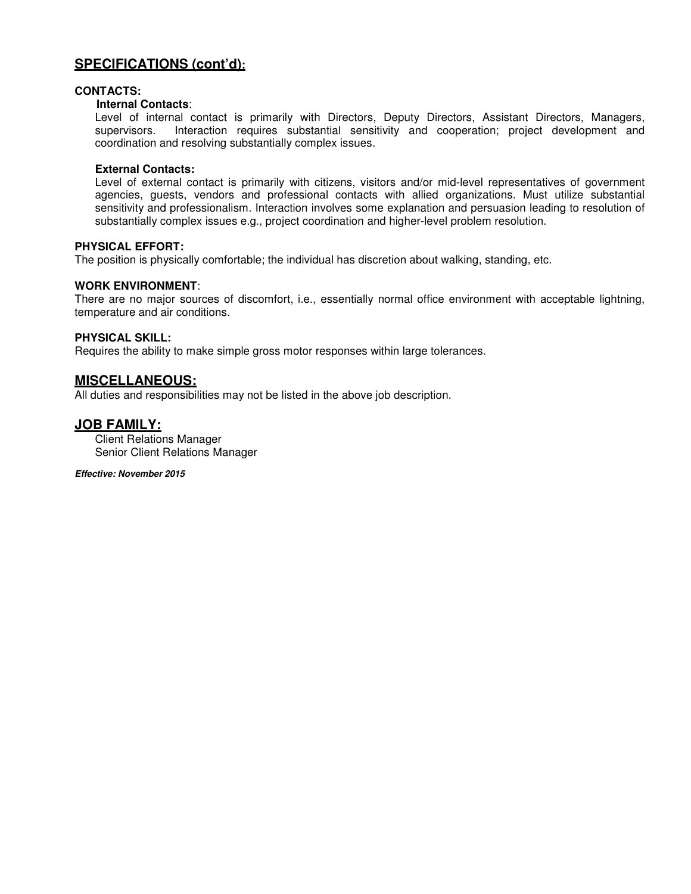## SPECIFICATIONS (cont'd):

**CONTACTS:**

**Internal Contacts**:

Level of internal contact is primarily with Directors, Deputy Directors, Assistant Directors, Managers, supervisors. Interaction requires substantial sensitivity and cooperation; project development and coordination and resolving substantially complex issues.

**External Contacts:**

Level of external contact is primarily with citizens, visitors and/or mid-level representatives of government agencies, guests, vendors and professional contacts with allied organizations. Must utilize substantial sensitivity and professionalism. Interaction involves some explanation and persuasion leading to resolution of substantially complex issues e.g., project coordination and higher-level problem resolution.

**PHYSICAL EFFORT:**

The position is physically comfortable; the individual has discretion about walking, standing, etc.

**WORK ENVIRONMENT**:

There are no major sources of discomfort, i.e., essentially normal office environment with acceptable lightning, temperature and air conditions.

**PHYSICAL SKILL:**

Requires the ability to make simple gross motor responses within large tolerances.

## MISCELLANEOUS:

All duties and responsibilities may not be listed in the above job description.

## JOB FAMILY:

Client Relations Manager
Senior Client Relations Manager

***Effective: November 2015***